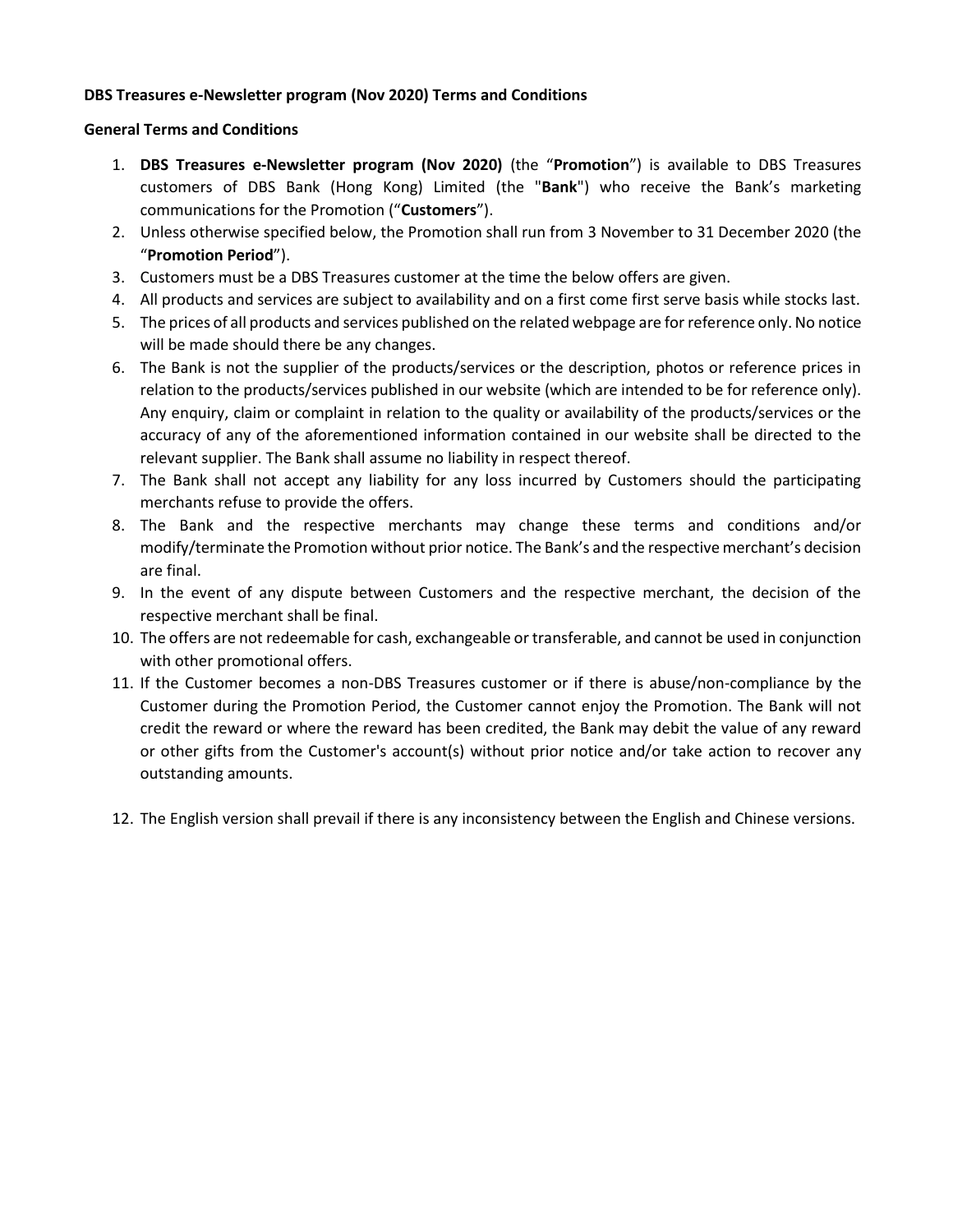**DBS Treasures e-Newsletter program (Nov 2020) Terms and Conditions**

**General Terms and Conditions**

1. **DBS Treasures e-Newsletter program (Nov 2020)** (the "**Promotion**") is available to DBS Treasures customers of DBS Bank (Hong Kong) Limited (the "**Bank**") who receive the Bank's marketing communications for the Promotion ("**Customers**").
2. Unless otherwise specified below, the Promotion shall run from 3 November to 31 December 2020 (the "**Promotion Period**").
3. Customers must be a DBS Treasures customer at the time the below offers are given.
4. All products and services are subject to availability and on a first come first serve basis while stocks last.
5. The prices of all products and services published on the related webpage are for reference only. No notice will be made should there be any changes.
6. The Bank is not the supplier of the products/services or the description, photos or reference prices in relation to the products/services published in our website (which are intended to be for reference only). Any enquiry, claim or complaint in relation to the quality or availability of the products/services or the accuracy of any of the aforementioned information contained in our website shall be directed to the relevant supplier. The Bank shall assume no liability in respect thereof.
7. The Bank shall not accept any liability for any loss incurred by Customers should the participating merchants refuse to provide the offers.
8. The Bank and the respective merchants may change these terms and conditions and/or modify/terminate the Promotion without prior notice. The Bank's and the respective merchant's decision are final.
9. In the event of any dispute between Customers and the respective merchant, the decision of the respective merchant shall be final.
10. The offers are not redeemable for cash, exchangeable or transferable, and cannot be used in conjunction with other promotional offers.
11. If the Customer becomes a non-DBS Treasures customer or if there is abuse/non-compliance by the Customer during the Promotion Period, the Customer cannot enjoy the Promotion. The Bank will not credit the reward or where the reward has been credited, the Bank may debit the value of any reward or other gifts from the Customer's account(s) without prior notice and/or take action to recover any outstanding amounts.
12. The English version shall prevail if there is any inconsistency between the English and Chinese versions.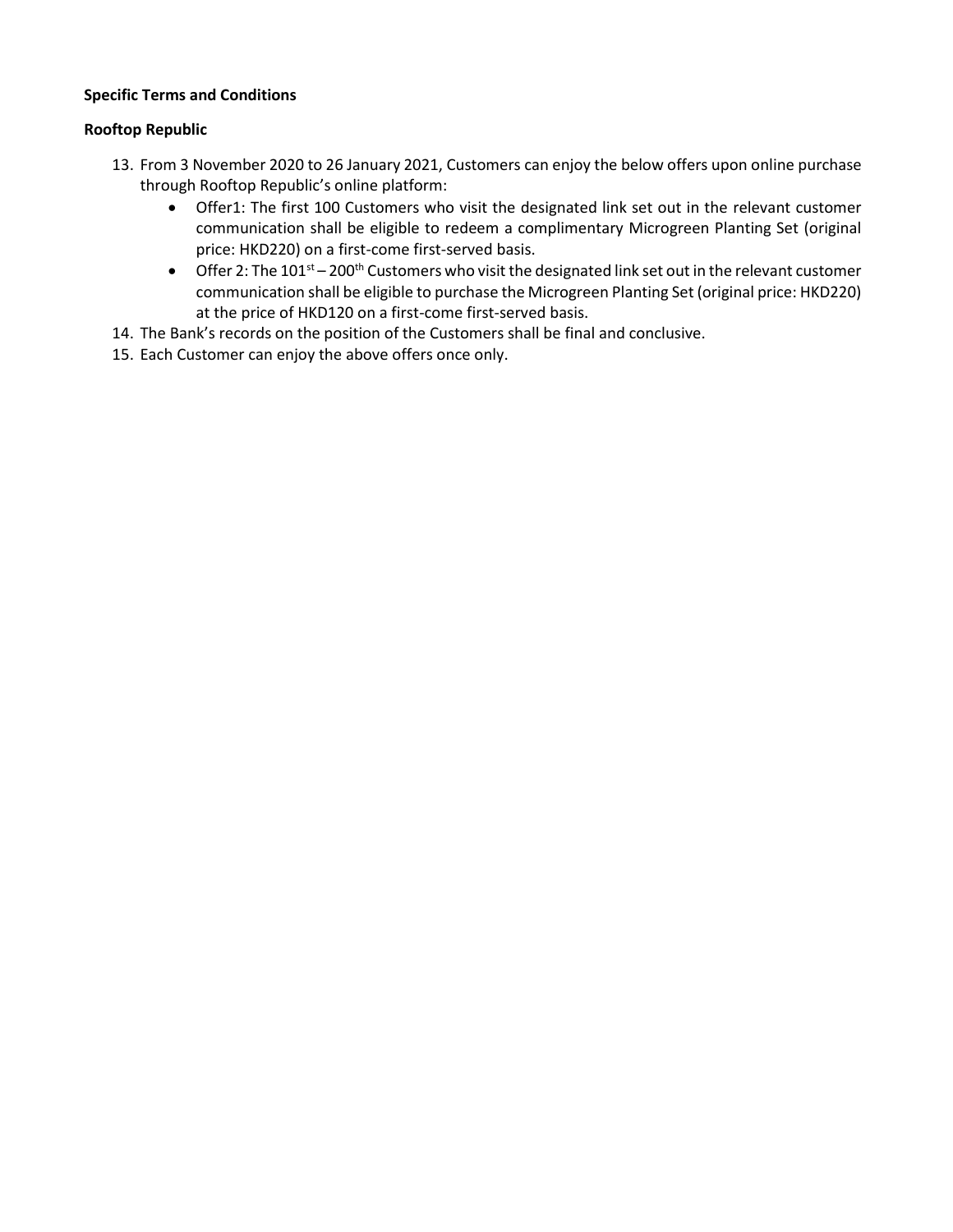**Specific Terms and Conditions**

**Rooftop Republic**

13. From 3 November 2020 to 26 January 2021, Customers can enjoy the below offers upon online purchase through Rooftop Republic's online platform:
    - Offer1: The first 100 Customers who visit the designated link set out in the relevant customer communication shall be eligible to redeem a complimentary Microgreen Planting Set (original price: HKD220) on a first-come first-served basis.
    - Offer 2: The 101st – 200th Customers who visit the designated link set out in the relevant customer communication shall be eligible to purchase the Microgreen Planting Set (original price: HKD220) at the price of HKD120 on a first-come first-served basis.
14. The Bank's records on the position of the Customers shall be final and conclusive.
15. Each Customer can enjoy the above offers once only.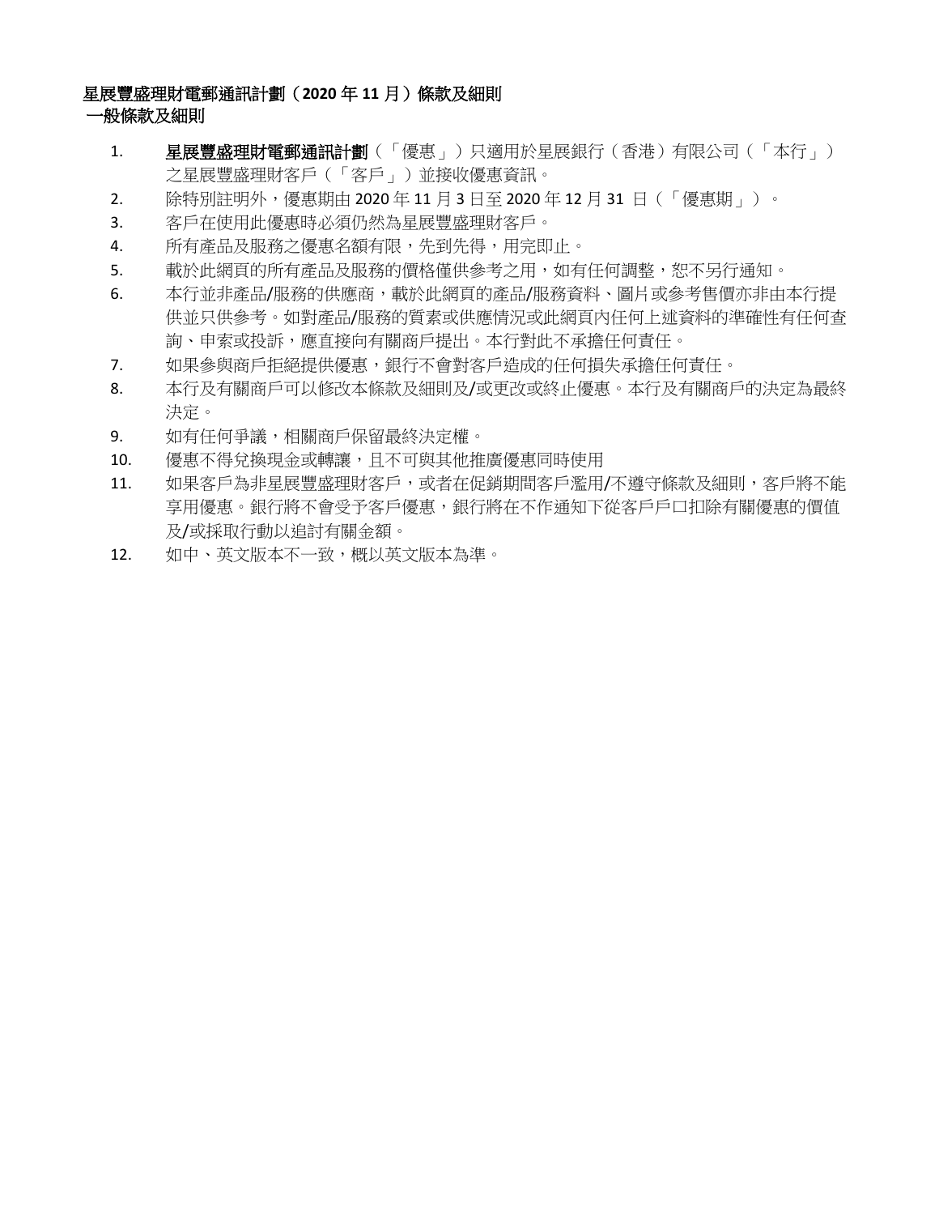**星展豐盛理財電郵通訊計劃（2020 年 11 月）條款及細則**

**一般條款及細則**

1. **星展豐盛理財電郵通訊計劃**（「優惠」）只適用於星展銀行（香港）有限公司（「本行」）之星展豐盛理財客戶（「客戶」）並接收優惠資訊。
2. 除特別註明外，優惠期由 2020 年 11 月 3 日至 2020 年 12 月 31 日（「優惠期」）。
3. 客戶在使用此優惠時必須仍然為星展豐盛理財客戶。
4. 所有產品及服務之優惠名額有限，先到先得，用完即止。
5. 載於此網頁的所有產品及服務的價格僅供參考之用，如有任何調整，恕不另行通知。
6. 本行並非產品/服務的供應商，載於此網頁的產品/服務資料、圖片或參考售價亦非由本行提供並只供參考。如對產品/服務的質素或供應情況或此網頁內任何上述資料的準確性有任何查詢、申索或投訴，應直接向有關商戶提出。本行對此不承擔任何責任。
7. 如果參與商戶拒絕提供優惠，銀行不會對客戶造成的任何損失承擔任何責任。
8. 本行及有關商戶可以修改本條款及細則及/或更改或終止優惠。本行及有關商戶的決定為最終決定。
9. 如有任何爭議，相關商戶保留最終決定權。
10. 優惠不得兌換現金或轉讓，且不可與其他推廣優惠同時使用
11. 如果客戶為非星展豐盛理財客戶，或者在促銷期間客戶濫用/不遵守條款及細則，客戶將不能享用優惠。銀行將不會受予客戶優惠，銀行將在不作通知下從客戶戶口扣除有關優惠的價值及/或採取行動以追討有關金額。
12. 如中、英文版本不一致，概以英文版本為準。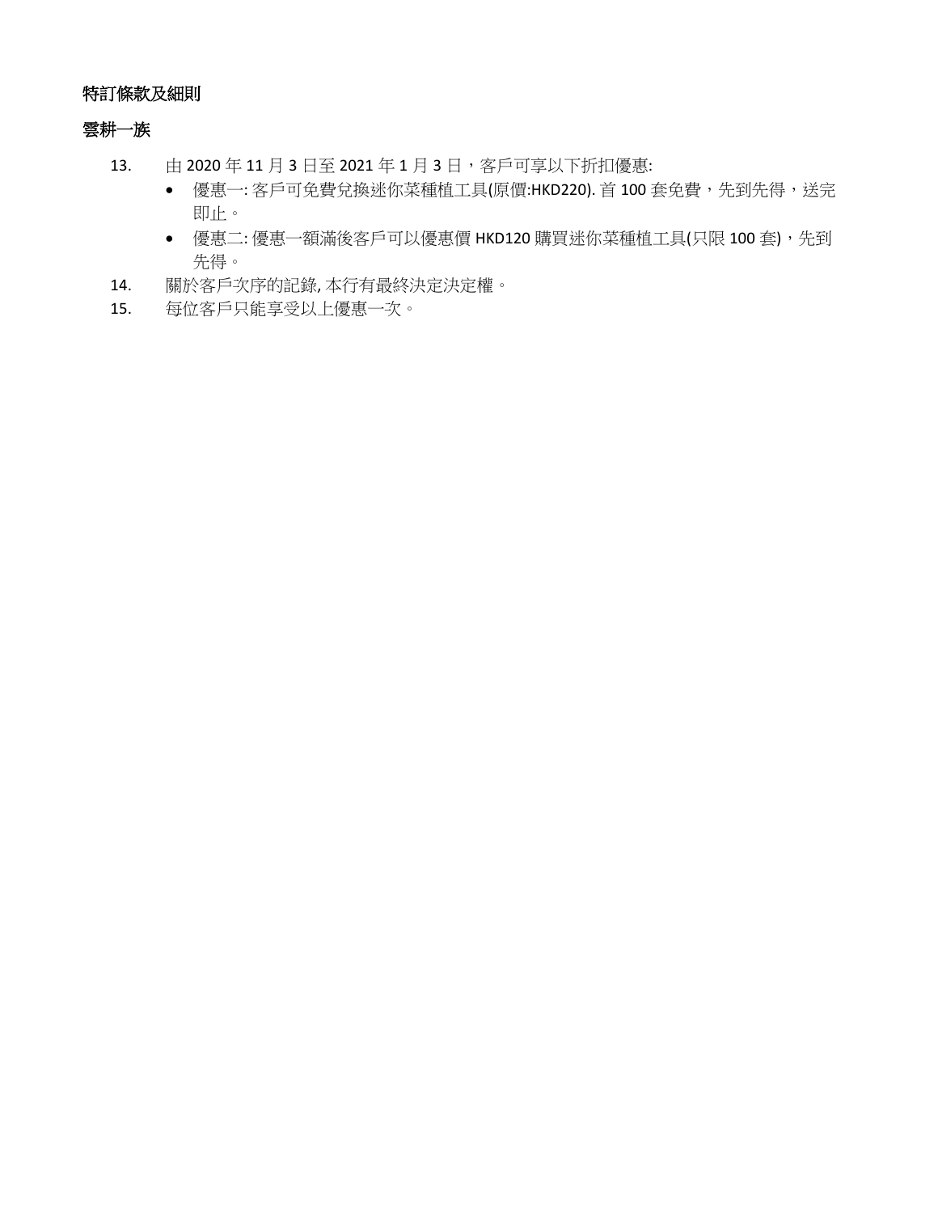**特訂條款及細則**

**雲耕一族**

13. 由 2020 年 11 月 3 日至 2021 年 1 月 3 日，客戶可享以下折扣優惠:
    - 優惠一: 客戶可免費兌換迷你菜種植工具(原價:HKD220). 首 100 套免費，先到先得，送完即止。
    - 優惠二: 優惠一額滿後客戶可以優惠價 HKD120 購買迷你菜種植工具(只限 100 套)，先到先得。
14. 關於客戶次序的記錄, 本行有最終決定決定權。
15. 每位客戶只能享受以上優惠一次。